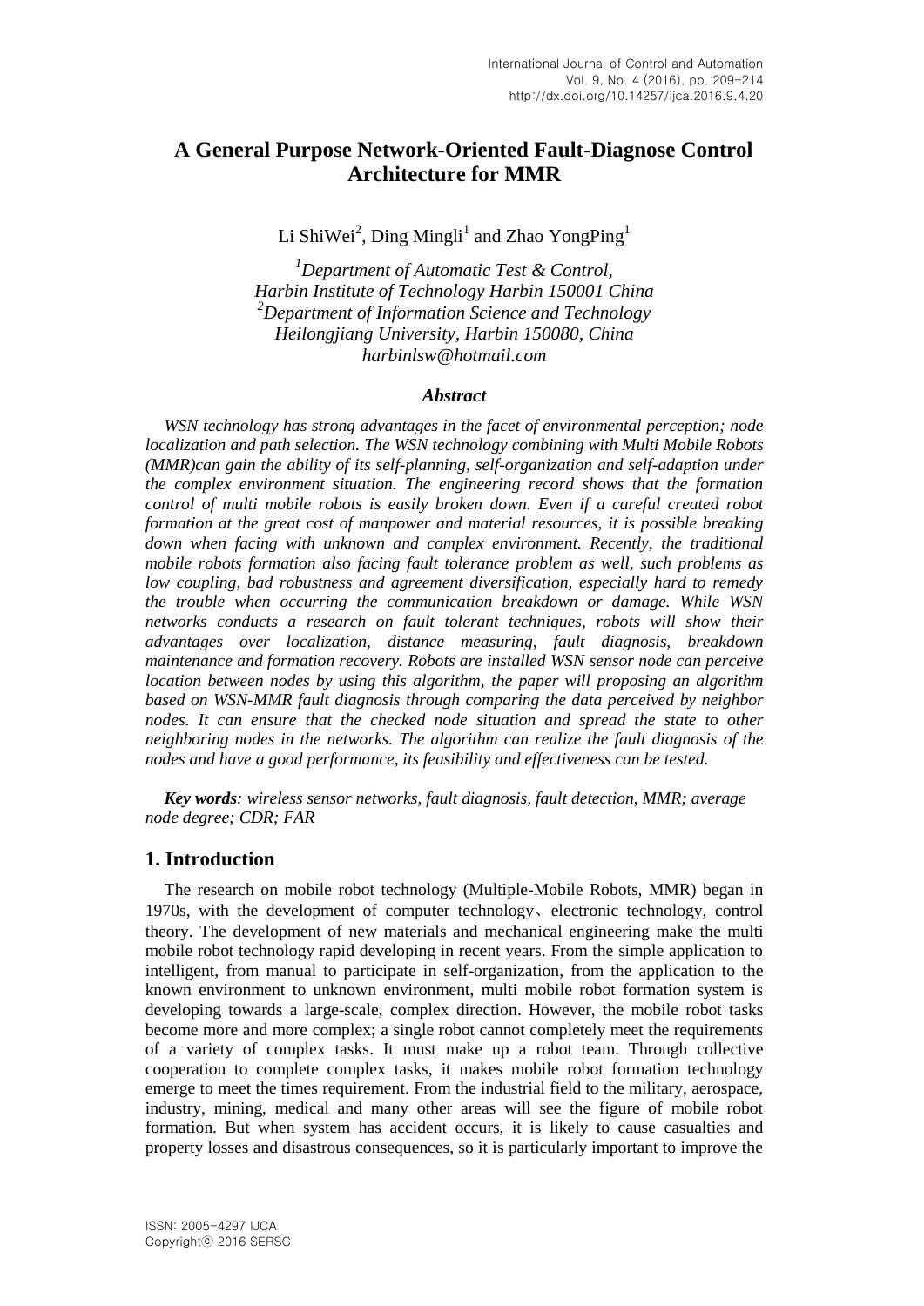# A General Purpose Network-Oriented Fault-Diagnose Control Architecture for MMR

Li ShiWei[2], Ding Mingli[1] and Zhao YongPing[1]

*[1]Department of Automatic Test & Control,*
*Harbin Institute of Technology Harbin 150001 China*
*[2]Department of Information Science and Technology*
*Heilongjiang University, Harbin 150080, China*
*harbinlsw@hotmail.com*

### *Abstract*

*WSN technology has strong advantages in the facet of environmental perception; node localization and path selection. The WSN technology combining with Multi Mobile Robots (MMR)can gain the ability of its self-planning, self-organization and self-adaption under the complex environment situation. The engineering record shows that the formation control of multi mobile robots is easily broken down. Even if a careful created robot formation at the great cost of manpower and material resources, it is possible breaking down when facing with unknown and complex environment. Recently, the traditional mobile robots formation also facing fault tolerance problem as well, such problems as low coupling, bad robustness and agreement diversification, especially hard to remedy the trouble when occurring the communication breakdown or damage. While WSN networks conducts a research on fault tolerant techniques, robots will show their advantages over localization, distance measuring, fault diagnosis, breakdown maintenance and formation recovery. Robots are installed WSN sensor node can perceive location between nodes by using this algorithm, the paper will proposing an algorithm based on WSN-MMR fault diagnosis through comparing the data perceived by neighbor nodes. It can ensure that the checked node situation and spread the state to other neighboring nodes in the networks. The algorithm can realize the fault diagnosis of the nodes and have a good performance, its feasibility and effectiveness can be tested.*

***Key words**: wireless sensor networks, fault diagnosis, fault detection, MMR; average node degree; CDR; FAR*

## 1. Introduction

The research on mobile robot technology (Multiple-Mobile Robots, MMR) began in 1970s, with the development of computer technology、electronic technology, control theory. The development of new materials and mechanical engineering make the multi mobile robot technology rapid developing in recent years. From the simple application to intelligent, from manual to participate in self-organization, from the application to the known environment to unknown environment, multi mobile robot formation system is developing towards a large-scale, complex direction. However, the mobile robot tasks become more and more complex; a single robot cannot completely meet the requirements of a variety of complex tasks. It must make up a robot team. Through collective cooperation to complete complex tasks, it makes mobile robot formation technology emerge to meet the times requirement. From the industrial field to the military, aerospace, industry, mining, medical and many other areas will see the figure of mobile robot formation. But when system has accident occurs, it is likely to cause casualties and property losses and disastrous consequences, so it is particularly important to improve the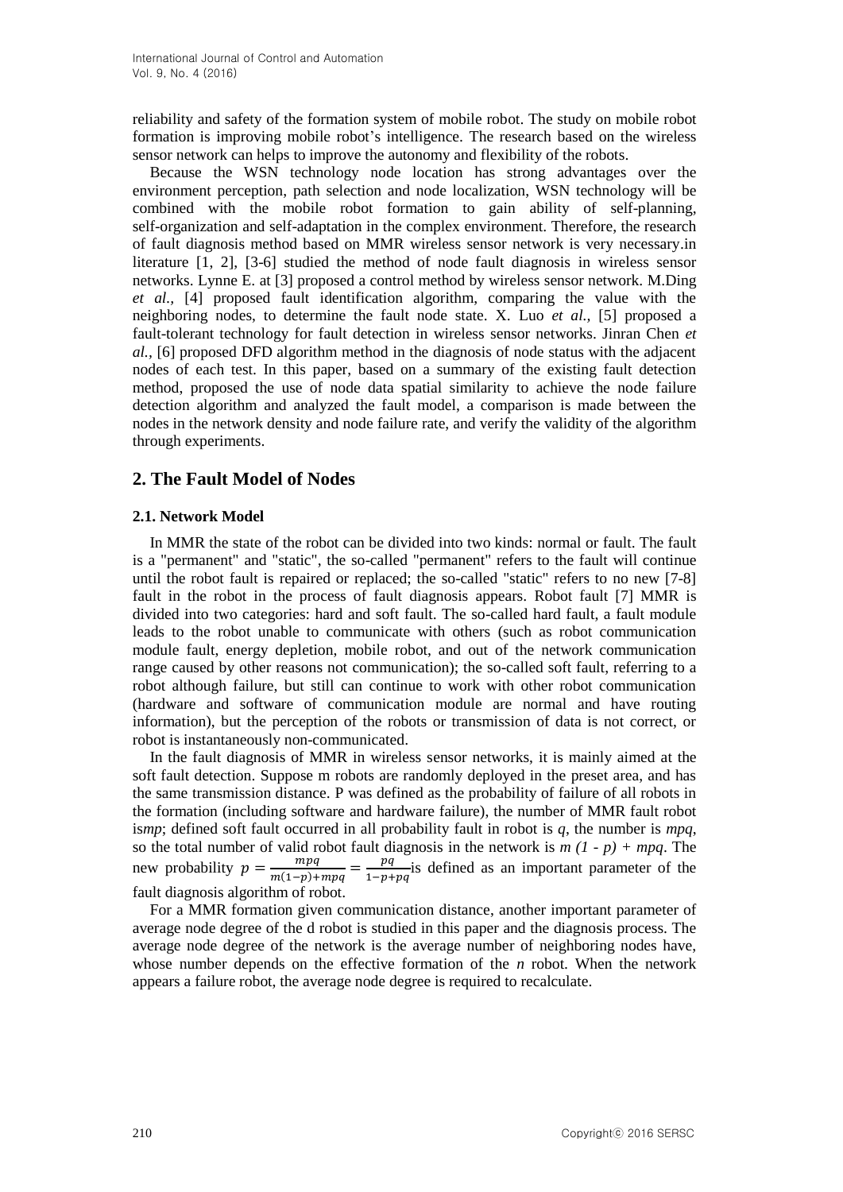reliability and safety of the formation system of mobile robot. The study on mobile robot formation is improving mobile robot's intelligence. The research based on the wireless sensor network can helps to improve the autonomy and flexibility of the robots.

Because the WSN technology node location has strong advantages over the environment perception, path selection and node localization, WSN technology will be combined with the mobile robot formation to gain ability of self-planning, self-organization and self-adaptation in the complex environment. Therefore, the research of fault diagnosis method based on MMR wireless sensor network is very necessary.in literature [1, 2], [3-6] studied the method of node fault diagnosis in wireless sensor networks. Lynne E. at [3] proposed a control method by wireless sensor network. M.Ding *et al.,* [4] proposed fault identification algorithm, comparing the value with the neighboring nodes, to determine the fault node state. X. Luo *et al.,* [5] proposed a fault-tolerant technology for fault detection in wireless sensor networks. Jinran Chen *et al.,* [6] proposed DFD algorithm method in the diagnosis of node status with the adjacent nodes of each test. In this paper, based on a summary of the existing fault detection method, proposed the use of node data spatial similarity to achieve the node failure detection algorithm and analyzed the fault model, a comparison is made between the nodes in the network density and node failure rate, and verify the validity of the algorithm through experiments.

## 2. The Fault Model of Nodes

### 2.1. Network Model

In MMR the state of the robot can be divided into two kinds: normal or fault. The fault is a "permanent" and "static", the so-called "permanent" refers to the fault will continue until the robot fault is repaired or replaced; the so-called "static" refers to no new [7-8] fault in the robot in the process of fault diagnosis appears. Robot fault [7] MMR is divided into two categories: hard and soft fault. The so-called hard fault, a fault module leads to the robot unable to communicate with others (such as robot communication module fault, energy depletion, mobile robot, and out of the network communication range caused by other reasons not communication); the so-called soft fault, referring to a robot although failure, but still can continue to work with other robot communication (hardware and software of communication module are normal and have routing information), but the perception of the robots or transmission of data is not correct, or robot is instantaneously non-communicated.

In the fault diagnosis of MMR in wireless sensor networks, it is mainly aimed at the soft fault detection. Suppose m robots are randomly deployed in the preset area, and has the same transmission distance. P was defined as the probability of failure of all robots in the formation (including software and hardware failure), the number of MMR fault robot is$mp$; defined soft fault occurred in all probability fault in robot is $q$, the number is $mpq$, so the total number of valid robot fault diagnosis in the network is $m(1-p)+mpq$. The new probability $p=\frac{mpq}{m(1-p)+mpq}=\frac{pq}{1-p+pq}$is defined as an important parameter of the fault diagnosis algorithm of robot.

For a MMR formation given communication distance, another important parameter of average node degree of the d robot is studied in this paper and the diagnosis process. The average node degree of the network is the average number of neighboring nodes have, whose number depends on the effective formation of the $n$ robot. When the network appears a failure robot, the average node degree is required to recalculate.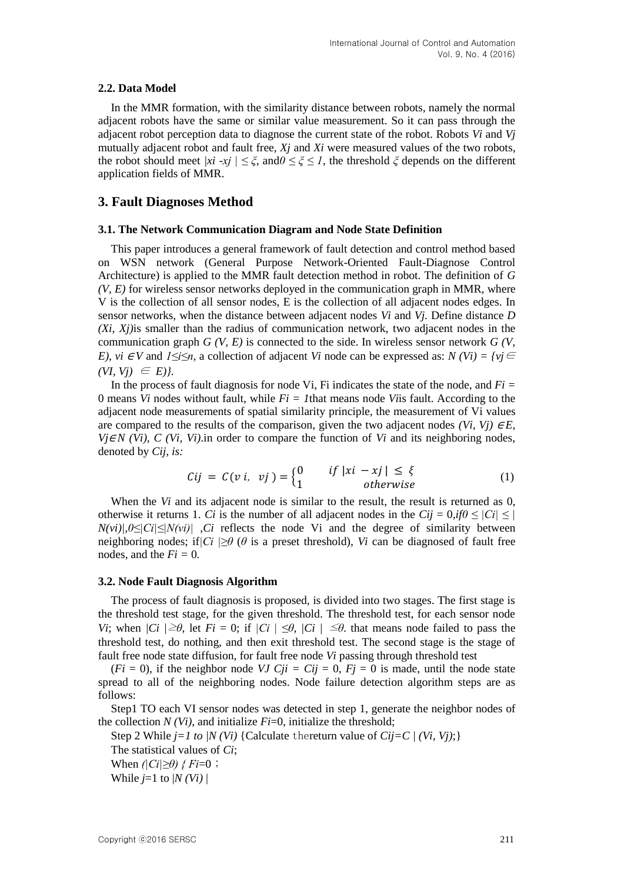### 2.2. Data Model

In the MMR formation, with the similarity distance between robots, namely the normal adjacent robots have the same or similar value measurement. So it can pass through the adjacent robot perception data to diagnose the current state of the robot. Robots *Vi* and *Vj* mutually adjacent robot and fault free, *Xj* and *Xi* were measured values of the two robots, the robot should meet $|xi - xj| \leq \xi$, and $0 \leq \xi \leq 1$, the threshold $\xi$ depends on the different application fields of MMR.

## 3. Fault Diagnoses Method

### 3.1. The Network Communication Diagram and Node State Definition

This paper introduces a general framework of fault detection and control method based on WSN network (General Purpose Network-Oriented Fault-Diagnose Control Architecture) is applied to the MMR fault detection method in robot. The definition of *G (V, E)* for wireless sensor networks deployed in the communication graph in MMR, where V is the collection of all sensor nodes, E is the collection of all adjacent nodes edges. In sensor networks, when the distance between adjacent nodes *Vi* and *Vj*. Define distance *D (Xi, Xj)* is smaller than the radius of communication network, two adjacent nodes in the communication graph *G (V, E)* is connected to the side. In wireless sensor network *G (V, E)*, $vi \in V$ and $1 \leq i \leq n$, a collection of adjacent *Vi* node can be expressed as: $N (Vi) = \{vj \in (VI, Vj) \in E)\}$.

In the process of fault diagnosis for node Vi, Fi indicates the state of the node, and $Fi = 0$ means *Vi* nodes without fault, while $Fi = 1$ that means node *Vi* is fault. According to the adjacent node measurements of spatial similarity principle, the measurement of Vi values are compared to the results of the comparison, given the two adjacent nodes $(Vi, Vj) \in E$, $Vj \in N (Vi)$, *C (Vi, Vi)*.in order to compare the function of *Vi* and its neighboring nodes, denoted by *Cij, is:*

$$Cij = C(v\,i,\ \ vj\,) = \begin{cases} 0 & if\ |xi - xj| \leq \xi \\ 1 & otherwise \end{cases} \tag{1}$$

When the *Vi* and its adjacent node is similar to the result, the result is returned as 0, otherwise it returns 1. *Ci* is the number of all adjacent nodes in the $Cij = 0$,if $0 \leq |Ci| \leq |N(vi)|$, $0 \leq |Ci| \leq |N(vi)|$ ,*Ci* reflects the node Vi and the degree of similarity between neighboring nodes; if $|Ci| \geq \theta$ ($\theta$ is a preset threshold), *Vi* can be diagnosed of fault free nodes, and the $Fi = 0$.

### 3.2. Node Fault Diagnosis Algorithm

The process of fault diagnosis is proposed, is divided into two stages. The first stage is the threshold test stage, for the given threshold. The threshold test, for each sensor node *Vi*; when $|Ci| \geq \theta$, let $Fi = 0$; if $|Ci| \leq \theta$, $|Ci| \leq \theta$. that means node failed to pass the threshold test, do nothing, and then exit threshold test. The second stage is the stage of fault free node state diffusion, for fault free node *Vi* passing through threshold test

($Fi = 0$), if the neighbor node *VJ* $Cji = Cij = 0$, $Fj = 0$ is made, until the node state spread to all of the neighboring nodes. Node failure detection algorithm steps are as follows:

Step1 TO each VI sensor nodes was detected in step 1, generate the neighbor nodes of the collection *N (Vi)*, and initialize *Fi*=0, initialize the threshold;

Step 2 While $j=1$ to $|N (Vi)$ {Calculate thereturn value of $Cij=C \mid (Vi, Vj)$;}

The statistical values of *Ci*;

When $(|Ci| \geq \theta)$ { $Fi=0$ ;

While $j=1$ to $|N (Vi)|$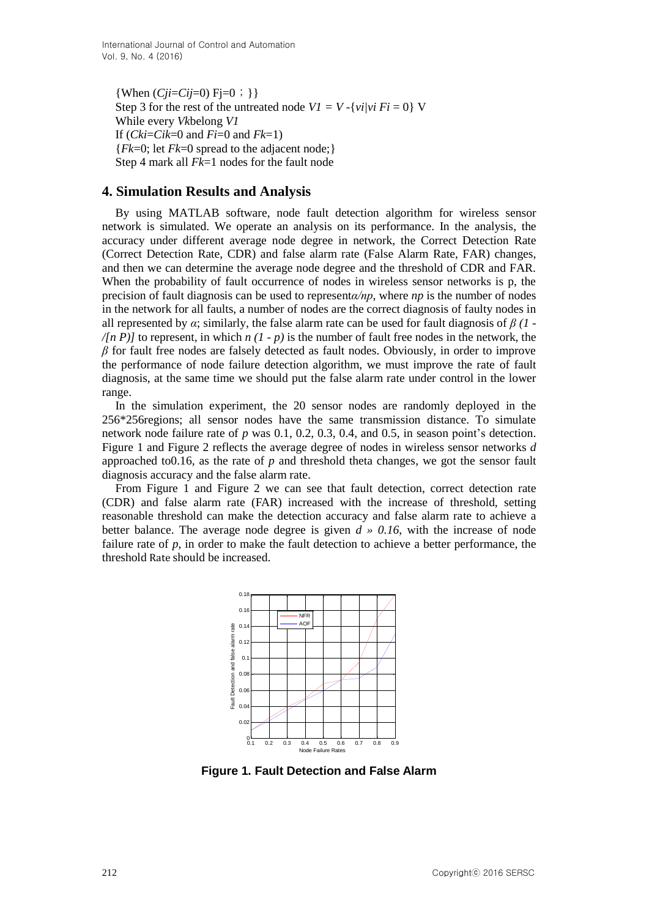{When ($Cji$=$Cij$=0) Fj=0；}}
Step 3 for the rest of the untreated node $V1 = V$ -{$vi|vi\ Fi = 0$} V
While every $Vk$belong $V1$
If ($Cki$=$Cik$=0 and $Fi$=0 and $Fk$=1)
{$Fk$=0; let $Fk$=0 spread to the adjacent node;}
Step 4 mark all $Fk$=1 nodes for the fault node

## 4. Simulation Results and Analysis

By using MATLAB software, node fault detection algorithm for wireless sensor network is simulated. We operate an analysis on its performance. In the analysis, the accuracy under different average node degree in network, the Correct Detection Rate (Correct Detection Rate, CDR) and false alarm rate (False Alarm Rate, FAR) changes, and then we can determine the average node degree and the threshold of CDR and FAR. When the probability of fault occurrence of nodes in wireless sensor networks is p, the precision of fault diagnosis can be used to represent$\alpha/np$, where $np$ is the number of nodes in the network for all faults, a number of nodes are the correct diagnosis of faulty nodes in all represented by $\alpha$; similarly, the false alarm rate can be used for fault diagnosis of $\beta$ *(1 - /[n P)]* to represent, in which $n(1 - p)$ is the number of fault free nodes in the network, the $\beta$ for fault free nodes are falsely detected as fault nodes. Obviously, in order to improve the performance of node failure detection algorithm, we must improve the rate of fault diagnosis, at the same time we should put the false alarm rate under control in the lower range.

In the simulation experiment, the 20 sensor nodes are randomly deployed in the 256*256regions; all sensor nodes have the same transmission distance. To simulate network node failure rate of $p$ was 0.1, 0.2, 0.3, 0.4, and 0.5, in season point's detection. Figure 1 and Figure 2 reflects the average degree of nodes in wireless sensor networks $d$ approached to0.16, as the rate of $p$ and threshold theta changes, we got the sensor fault diagnosis accuracy and the false alarm rate.

From Figure 1 and Figure 2 we can see that fault detection, correct detection rate (CDR) and false alarm rate (FAR) increased with the increase of threshold, setting reasonable threshold can make the detection accuracy and false alarm rate to achieve a better balance. The average node degree is given $d \gg 0.16$, with the increase of node failure rate of $p$, in order to make the fault detection to achieve a better performance, the threshold Rate should be increased.

**Figure 1. Fault Detection and False Alarm**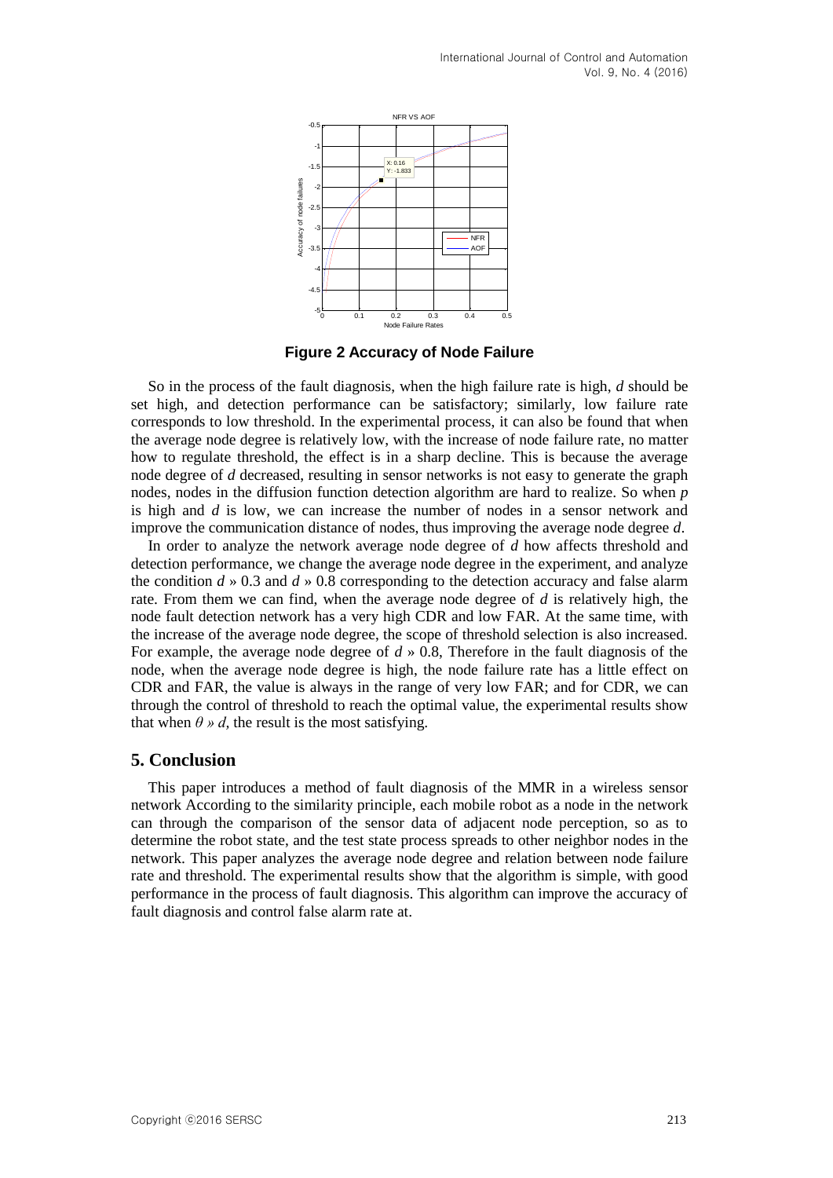**Figure 2 Accuracy of Node Failure**

So in the process of the fault diagnosis, when the high failure rate is high, *d* should be set high, and detection performance can be satisfactory; similarly, low failure rate corresponds to low threshold. In the experimental process, it can also be found that when the average node degree is relatively low, with the increase of node failure rate, no matter how to regulate threshold, the effect is in a sharp decline. This is because the average node degree of *d* decreased, resulting in sensor networks is not easy to generate the graph nodes, nodes in the diffusion function detection algorithm are hard to realize. So when *p* is high and *d* is low, we can increase the number of nodes in a sensor network and improve the communication distance of nodes, thus improving the average node degree *d*.

In order to analyze the network average node degree of *d* how affects threshold and detection performance, we change the average node degree in the experiment, and analyze the condition $d$ » 0.3 and $d$ » 0.8 corresponding to the detection accuracy and false alarm rate. From them we can find, when the average node degree of *d* is relatively high, the node fault detection network has a very high CDR and low FAR. At the same time, with the increase of the average node degree, the scope of threshold selection is also increased. For example, the average node degree of $d$ » 0.8, Therefore in the fault diagnosis of the node, when the average node degree is high, the node failure rate has a little effect on CDR and FAR, the value is always in the range of very low FAR; and for CDR, we can through the control of threshold to reach the optimal value, the experimental results show that when $\theta$ » $d$, the result is the most satisfying.

## 5. Conclusion

This paper introduces a method of fault diagnosis of the MMR in a wireless sensor network According to the similarity principle, each mobile robot as a node in the network can through the comparison of the sensor data of adjacent node perception, so as to determine the robot state, and the test state process spreads to other neighbor nodes in the network. This paper analyzes the average node degree and relation between node failure rate and threshold. The experimental results show that the algorithm is simple, with good performance in the process of fault diagnosis. This algorithm can improve the accuracy of fault diagnosis and control false alarm rate at.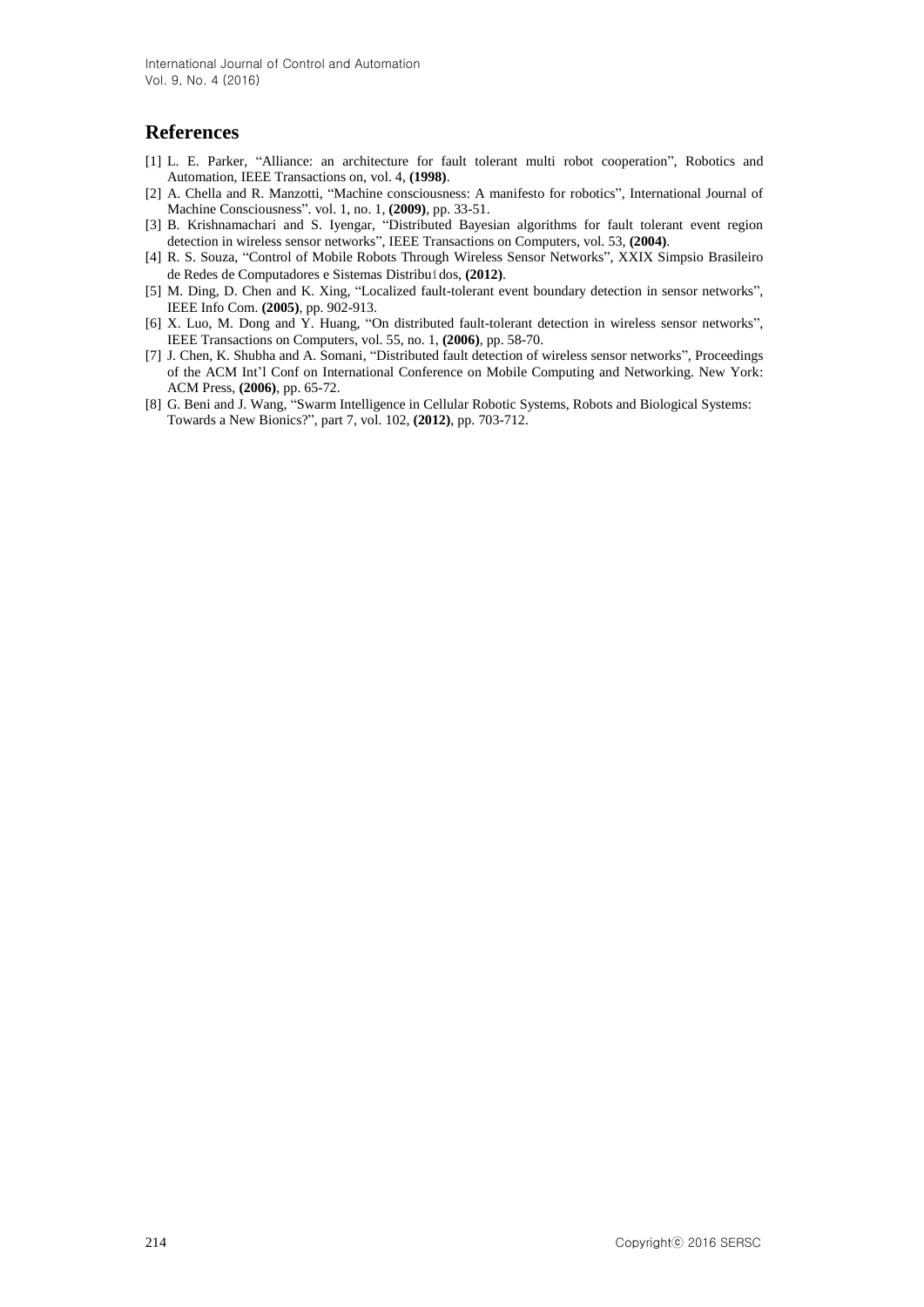## References

[1] L. E. Parker, "Alliance: an architecture for fault tolerant multi robot cooperation", Robotics and Automation, IEEE Transactions on, vol. 4, **(1998)**.

[2] A. Chella and R. Manzotti, "Machine consciousness: A manifesto for robotics", International Journal of Machine Consciousness". vol. 1, no. 1, **(2009)**, pp. 33-51.

[3] B. Krishnamachari and S. Iyengar, "Distributed Bayesian algorithms for fault tolerant event region detection in wireless sensor networks", IEEE Transactions on Computers, vol. 53, **(2004)**.

[4] R. S. Souza, "Control of Mobile Robots Through Wireless Sensor Networks", XXIX Simpsio Brasileiro de Redes de Computadores e Sistemas Distribuídos, **(2012)**.

[5] M. Ding, D. Chen and K. Xing, "Localized fault-tolerant event boundary detection in sensor networks", IEEE Info Com. **(2005)**, pp. 902-913.

[6] X. Luo, M. Dong and Y. Huang, "On distributed fault-tolerant detection in wireless sensor networks", IEEE Transactions on Computers, vol. 55, no. 1, **(2006)**, pp. 58-70.

[7] J. Chen, K. Shubha and A. Somani, "Distributed fault detection of wireless sensor networks", Proceedings of the ACM Int'l Conf on International Conference on Mobile Computing and Networking. New York: ACM Press, **(2006)**, pp. 65-72.

[8] G. Beni and J. Wang, "Swarm Intelligence in Cellular Robotic Systems, Robots and Biological Systems: Towards a New Bionics?", part 7, vol. 102, **(2012)**, pp. 703-712.